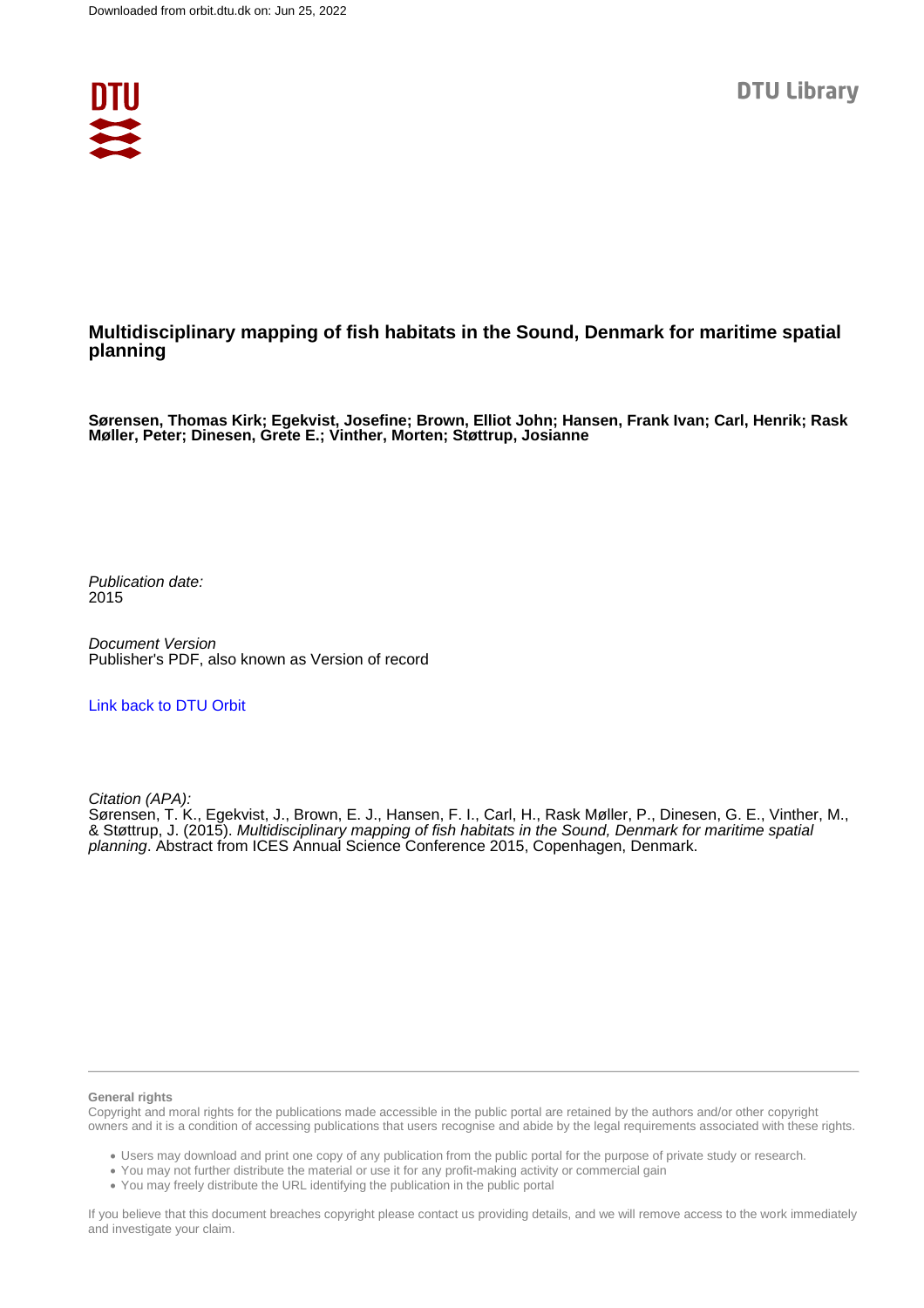Downloaded from orbit.dtu.dk on: Jun 25, 2022

DTU Library

# Multidisciplinary mapping of fish habitats in the Sound, Denmark for maritime spatial planning

**Sørensen, Thomas Kirk; Egekvist, Josefine; Brown, Elliot John; Hansen, Frank Ivan; Carl, Henrik; Rask Møller, Peter; Dinesen, Grete E.; Vinther, Morten; Støttrup, Josianne**

*Publication date:*
2015

*Document Version*
Publisher's PDF, also known as Version of record

[Link back to DTU Orbit](#)

*Citation (APA):*
Sørensen, T. K., Egekvist, J., Brown, E. J., Hansen, F. I., Carl, H., Rask Møller, P., Dinesen, G. E., Vinther, M., & Støttrup, J. (2015). *Multidisciplinary mapping of fish habitats in the Sound, Denmark for maritime spatial planning*. Abstract from ICES Annual Science Conference 2015, Copenhagen, Denmark.

**General rights**

Copyright and moral rights for the publications made accessible in the public portal are retained by the authors and/or other copyright owners and it is a condition of accessing publications that users recognise and abide by the legal requirements associated with these rights.

- Users may download and print one copy of any publication from the public portal for the purpose of private study or research.
- You may not further distribute the material or use it for any profit-making activity or commercial gain
- You may freely distribute the URL identifying the publication in the public portal

If you believe that this document breaches copyright please contact us providing details, and we will remove access to the work immediately and investigate your claim.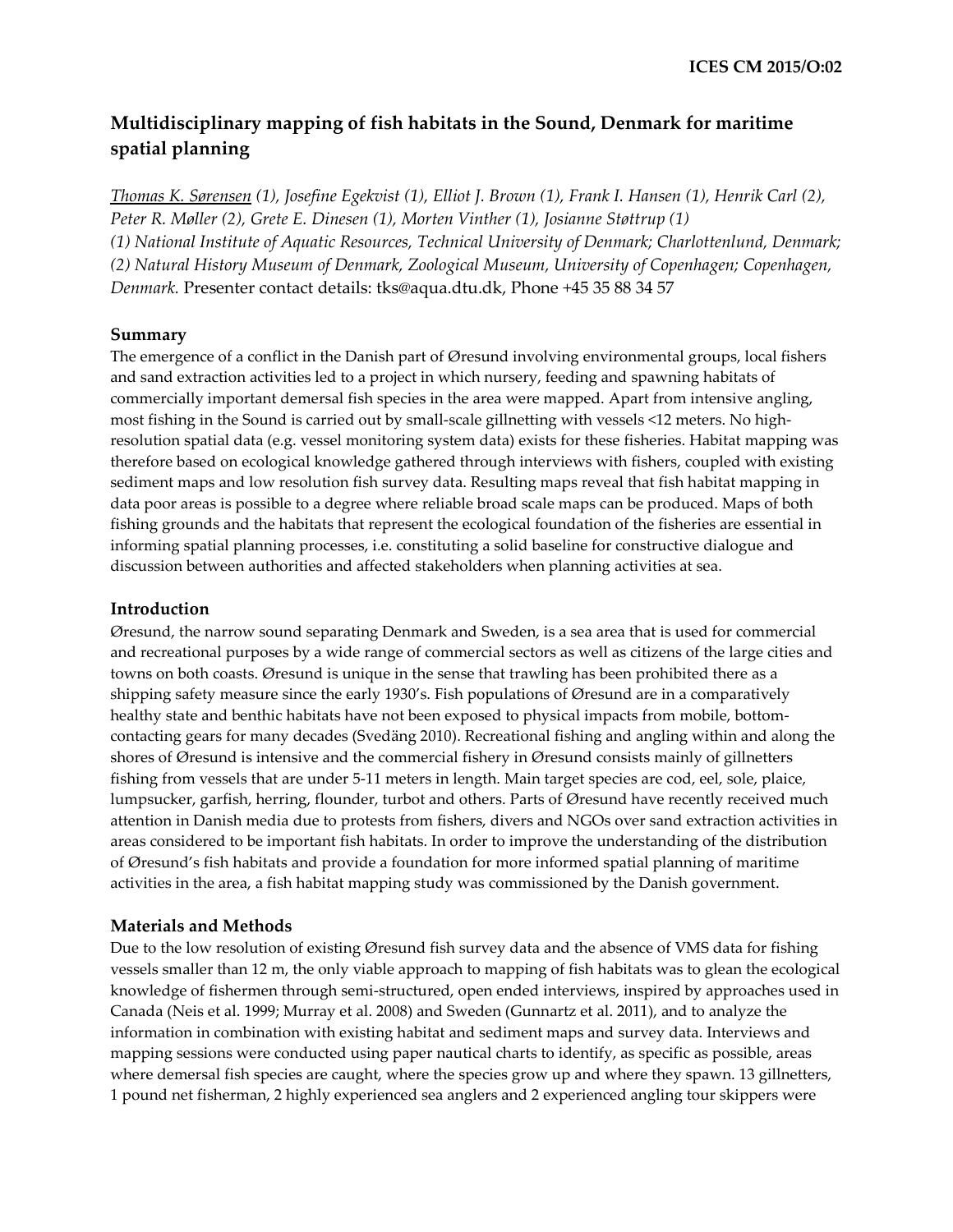ICES CM 2015/O:02

# Multidisciplinary mapping of fish habitats in the Sound, Denmark for maritime spatial planning

*<u>Thomas K. Sørensen</u> (1), Josefine Egekvist (1), Elliot J. Brown (1), Frank I. Hansen (1), Henrik Carl (2), Peter R. Møller (2), Grete E. Dinesen (1), Morten Vinther (1), Josianne Støttrup (1)*
*(1) National Institute of Aquatic Resources, Technical University of Denmark; Charlottenlund, Denmark;*
*(2) Natural History Museum of Denmark, Zoological Museum, University of Copenhagen; Copenhagen, Denmark.* Presenter contact details: tks@aqua.dtu.dk, Phone +45 35 88 34 57

## Summary

The emergence of a conflict in the Danish part of Øresund involving environmental groups, local fishers and sand extraction activities led to a project in which nursery, feeding and spawning habitats of commercially important demersal fish species in the area were mapped. Apart from intensive angling, most fishing in the Sound is carried out by small-scale gillnetting with vessels <12 meters. No high-resolution spatial data (e.g. vessel monitoring system data) exists for these fisheries. Habitat mapping was therefore based on ecological knowledge gathered through interviews with fishers, coupled with existing sediment maps and low resolution fish survey data. Resulting maps reveal that fish habitat mapping in data poor areas is possible to a degree where reliable broad scale maps can be produced. Maps of both fishing grounds and the habitats that represent the ecological foundation of the fisheries are essential in informing spatial planning processes, i.e. constituting a solid baseline for constructive dialogue and discussion between authorities and affected stakeholders when planning activities at sea.

## Introduction

Øresund, the narrow sound separating Denmark and Sweden, is a sea area that is used for commercial and recreational purposes by a wide range of commercial sectors as well as citizens of the large cities and towns on both coasts. Øresund is unique in the sense that trawling has been prohibited there as a shipping safety measure since the early 1930's. Fish populations of Øresund are in a comparatively healthy state and benthic habitats have not been exposed to physical impacts from mobile, bottom-contacting gears for many decades (Svedäng 2010). Recreational fishing and angling within and along the shores of Øresund is intensive and the commercial fishery in Øresund consists mainly of gillnetters fishing from vessels that are under 5-11 meters in length. Main target species are cod, eel, sole, plaice, lumpsucker, garfish, herring, flounder, turbot and others. Parts of Øresund have recently received much attention in Danish media due to protests from fishers, divers and NGOs over sand extraction activities in areas considered to be important fish habitats. In order to improve the understanding of the distribution of Øresund's fish habitats and provide a foundation for more informed spatial planning of maritime activities in the area, a fish habitat mapping study was commissioned by the Danish government.

## Materials and Methods

Due to the low resolution of existing Øresund fish survey data and the absence of VMS data for fishing vessels smaller than 12 m, the only viable approach to mapping of fish habitats was to glean the ecological knowledge of fishermen through semi-structured, open ended interviews, inspired by approaches used in Canada (Neis et al. 1999; Murray et al. 2008) and Sweden (Gunnartz et al. 2011), and to analyze the information in combination with existing habitat and sediment maps and survey data. Interviews and mapping sessions were conducted using paper nautical charts to identify, as specific as possible, areas where demersal fish species are caught, where the species grow up and where they spawn. 13 gillnetters, 1 pound net fisherman, 2 highly experienced sea anglers and 2 experienced angling tour skippers were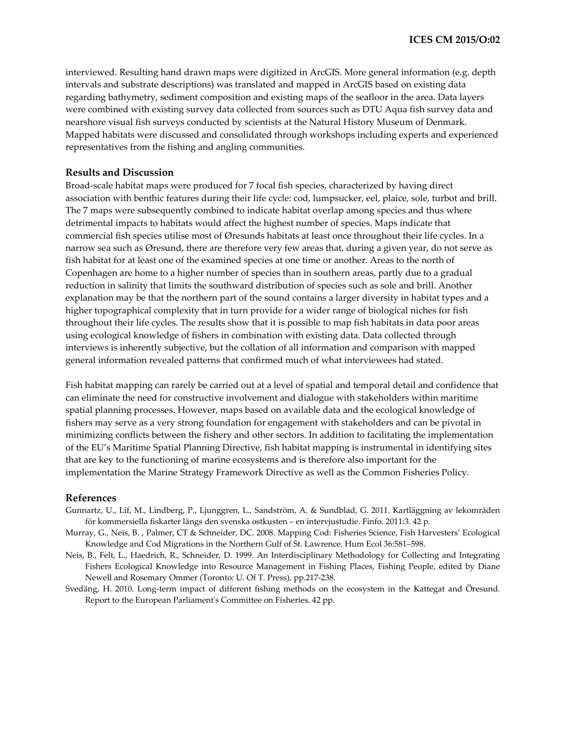interviewed. Resulting hand drawn maps were digitized in ArcGIS. More general information (e.g. depth intervals and substrate descriptions) was translated and mapped in ArcGIS based on existing data regarding bathymetry, sediment composition and existing maps of the seafloor in the area. Data layers were combined with existing survey data collected from sources such as DTU Aqua fish survey data and nearshore visual fish surveys conducted by scientists at the Natural History Museum of Denmark. Mapped habitats were discussed and consolidated through workshops including experts and experienced representatives from the fishing and angling communities.

## Results and Discussion

Broad-scale habitat maps were produced for 7 focal fish species, characterized by having direct association with benthic features during their life cycle: cod, lumpsucker, eel, plaice, sole, turbot and brill. The 7 maps were subsequently combined to indicate habitat overlap among species and thus where detrimental impacts to habitats would affect the highest number of species. Maps indicate that commercial fish species utilise most of Øresunds habitats at least once throughout their life cycles. In a narrow sea such as Øresund, there are therefore very few areas that, during a given year, do not serve as fish habitat for at least one of the examined species at one time or another. Areas to the north of Copenhagen are home to a higher number of species than in southern areas, partly due to a gradual reduction in salinity that limits the southward distribution of species such as sole and brill. Another explanation may be that the northern part of the sound contains a larger diversity in habitat types and a higher topographical complexity that in turn provide for a wider range of biological niches for fish throughout their life cycles. The results show that it is possible to map fish habitats in data poor areas using ecological knowledge of fishers in combination with existing data. Data collected through interviews is inherently subjective, but the collation of all information and comparison with mapped general information revealed patterns that confirmed much of what interviewees had stated.

Fish habitat mapping can rarely be carried out at a level of spatial and temporal detail and confidence that can eliminate the need for constructive involvement and dialogue with stakeholders within maritime spatial planning processes. However, maps based on available data and the ecological knowledge of fishers may serve as a very strong foundation for engagement with stakeholders and can be pivotal in minimizing conflicts between the fishery and other sectors. In addition to facilitating the implementation of the EU's Maritime Spatial Planning Directive, fish habitat mapping is instrumental in identifying sites that are key to the functioning of marine ecosystems and is therefore also important for the implementation the Marine Strategy Framework Directive as well as the Common Fisheries Policy.

## References

Gunnartz, U., Lif, M., Lindberg, P., Ljunggren, L., Sandström, A. & Sundblad, G. 2011. Kartläggning av lekområden för kommersiella fiskarter längs den svenska ostkusten – en intervjustudie. Finfo. 2011:3. 42 p.

Murray, G., Neis, B. , Palmer, CT & Schneider, DC. 2008. Mapping Cod: Fisheries Science, Fish Harvesters' Ecological Knowledge and Cod Migrations in the Northern Gulf of St. Lawrence. Hum Ecol 36:581–598.

Neis, B., Felt, L., Haedrich, R., Schneider, D. 1999. An Interdisciplinary Methodology for Collecting and Integrating Fishers Ecological Knowledge into Resource Management in Fishing Places, Fishing People, edited by Diane Newell and Rosemary Ommer (Toronto: U. Of T. Press), pp.217-238.

Svedäng, H. 2010. Long-term impact of different fishing methods on the ecosystem in the Kattegat and Öresund. Report to the European Parliament's Committee on Fisheries. 42 pp.